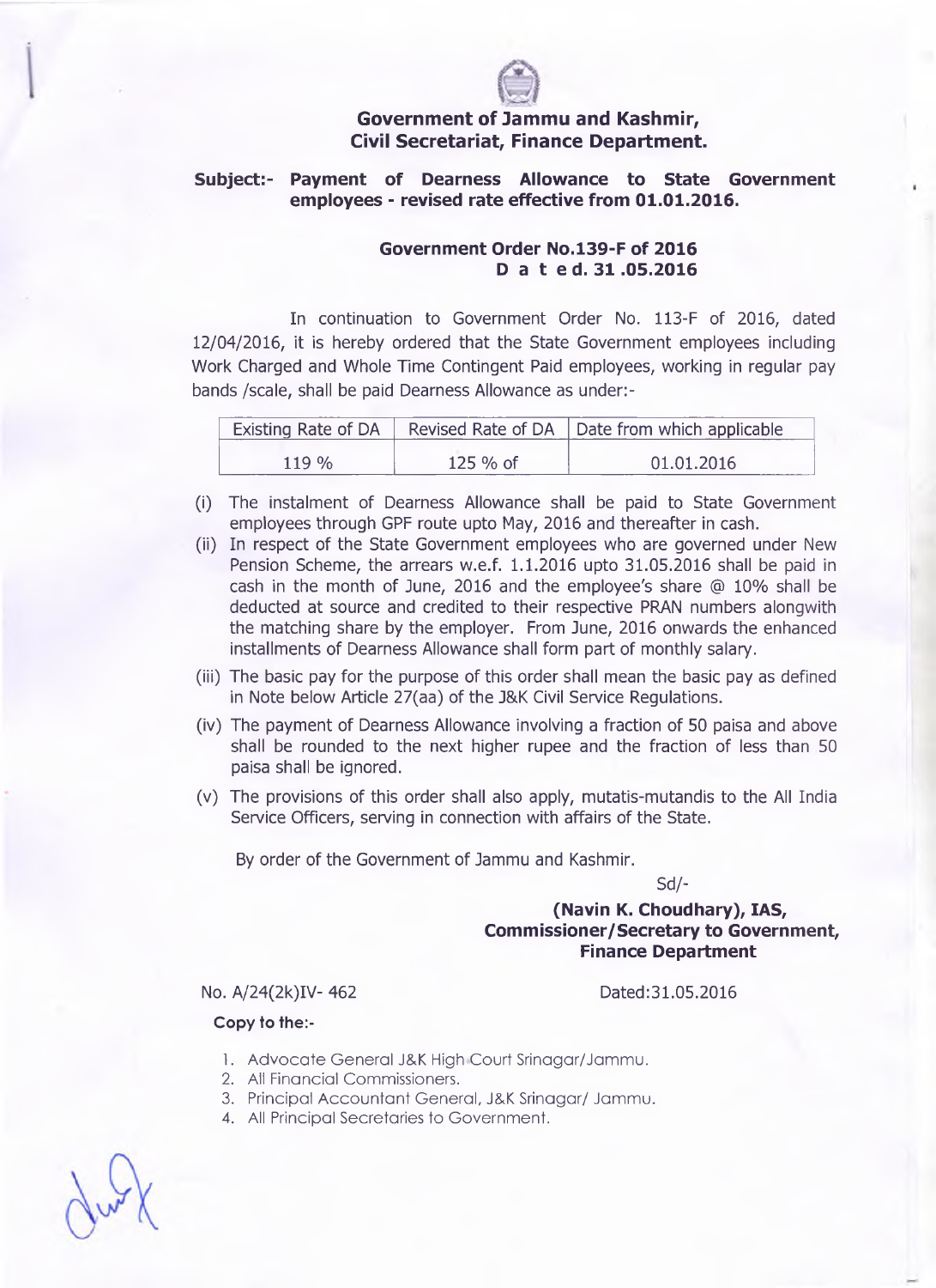## Government of Jammu and Kashmir, Civil Secretariat, Finance Department.

**Subject:- Payment of Dearness Allowance to State Government employees - revised rate effective from 01.01.2016.**

**Government Order No.139-F of 2016**
**D a t e d. 31 .05.2016**

In continuation to Government Order No. 113-F of 2016, dated 12/04/2016, it is hereby ordered that the State Government employees including Work Charged and Whole Time Contingent Paid employees, working in regular pay bands /scale, shall be paid Dearness Allowance as under:-

| Existing Rate of DA | Revised Rate of DA | Date from which applicable |
|---|---|---|
| 119 % | 125 % of | 01.01.2016 |

(i) The instalment of Dearness Allowance shall be paid to State Government employees through GPF route upto May, 2016 and thereafter in cash.

(ii) In respect of the State Government employees who are governed under New Pension Scheme, the arrears w.e.f. 1.1.2016 upto 31.05.2016 shall be paid in cash in the month of June, 2016 and the employee's share @ 10% shall be deducted at source and credited to their respective PRAN numbers alongwith the matching share by the employer. From June, 2016 onwards the enhanced installments of Dearness Allowance shall form part of monthly salary.

(iii) The basic pay for the purpose of this order shall mean the basic pay as defined in Note below Article 27(aa) of the J&K Civil Service Regulations.

(iv) The payment of Dearness Allowance involving a fraction of 50 paisa and above shall be rounded to the next higher rupee and the fraction of less than 50 paisa shall be ignored.

(v) The provisions of this order shall also apply, mutatis-mutandis to the All India Service Officers, serving in connection with affairs of the State.

By order of the Government of Jammu and Kashmir.

Sd/-

**(Navin K. Choudhary), IAS,**
**Commissioner/Secretary to Government,**
**Finance Department**

No. A/24(2k)IV- 462 Dated:31.05.2016

**Copy to the:-**

1. Advocate General J&K High Court Srinagar/Jammu.
2. All Financial Commissioners.
3. Principal Accountant General, J&K Srinagar/ Jammu.
4. All Principal Secretaries to Government.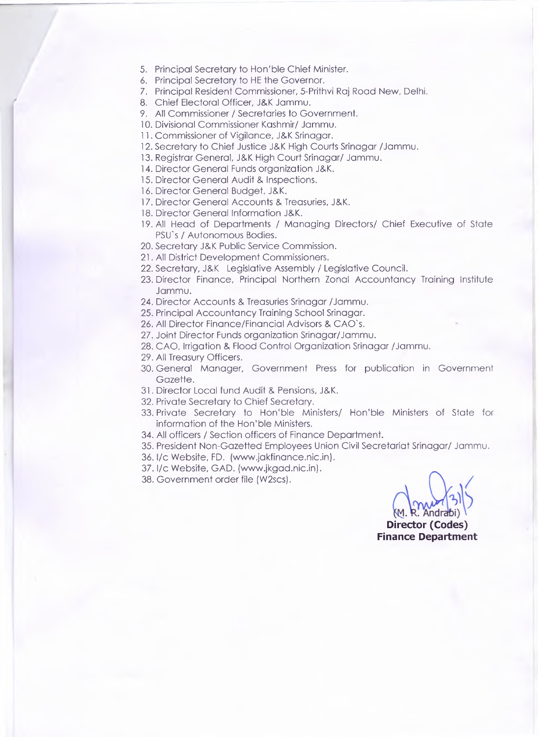5. Principal Secretary to Hon'ble Chief Minister.
6. Principal Secretary to HE the Governor.
7. Principal Resident Commissioner, 5-Prithvi Raj Road New, Delhi.
8. Chief Electoral Officer, J&K Jammu.
9. All Commissioner / Secretaries to Government.
10. Divisional Commissioner Kashmir/ Jammu.
11. Commissioner of Vigilance, J&K Srinagar.
12. Secretary to Chief Justice J&K High Courts Srinagar /Jammu.
13. Registrar General, J&K High Court Srinagar/ Jammu.
14. Director General Funds organization J&K.
15. Director General Audit & Inspections.
16. Director General Budget, J&K.
17. Director General Accounts & Treasuries, J&K.
18. Director General Information J&K.
19. All Head of Departments / Managing Directors/ Chief Executive of State PSU's / Autonomous Bodies.
20. Secretary J&K Public Service Commission.
21. All District Development Commissioners.
22. Secretary, J&K Legislative Assembly / Legislative Council.
23. Director Finance, Principal Northern Zonal Accountancy Training Institute Jammu.
24. Director Accounts & Treasuries Srinagar /Jammu.
25. Principal Accountancy Training School Srinagar.
26. All Director Finance/Financial Advisors & CAO's.
27. Joint Director Funds organization Srinagar/Jammu.
28. CAO, Irrigation & Flood Control Organization Srinagar /Jammu.
29. All Treasury Officers.
30. General Manager, Government Press for publication in Government Gazette.
31. Director Local fund Audit & Pensions, J&K.
32. Private Secretary to Chief Secretary.
33. Private Secretary to Hon'ble Ministers/ Hon'ble Ministers of State for information of the Hon'ble Ministers.
34. All officers / Section officers of Finance Department.
35. President Non-Gazetted Employees Union Civil Secretariat Srinagar/ Jammu.
36. I/c Website, FD. (www.jakfinance.nic.in).
37. I/c Website, GAD. (www.jkgad.nic.in).
38. Government order file (W2scs).

(M. R. Andrabi)
**Director (Codes)**
**Finance Department**